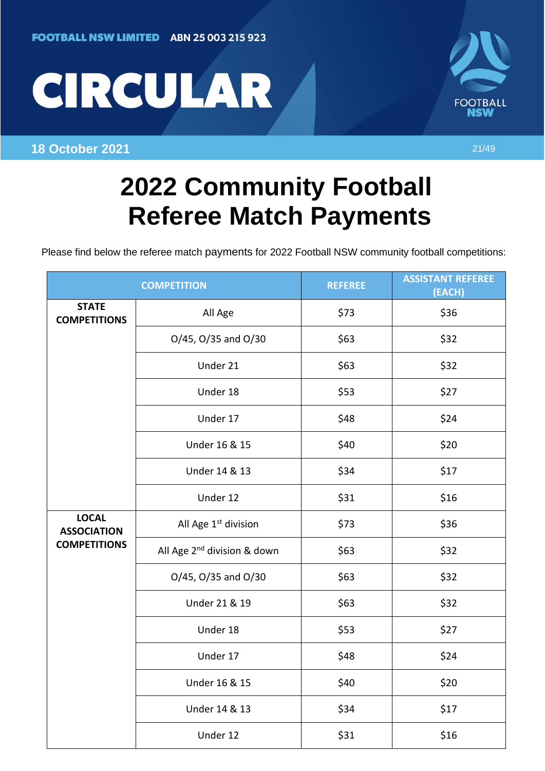FOOTBALL NSW LIMITED ABN 25 003 215 923

# CIRCULAR

**18 October 2021** 21/49

# 2022 Community Football Referee Match Payments

Please find below the referee match payments for 2022 Football NSW community football competitions:

| COMPETITION | | REFEREE | ASSISTANT REFEREE (EACH) |
|---|---|---|---|
| **STATE COMPETITIONS** | All Age | $73 | $36 |
| | O/45, O/35 and O/30 | $63 | $32 |
| | Under 21 | $63 | $32 |
| | Under 18 | $53 | $27 |
| | Under 17 | $48 | $24 |
| | Under 16 & 15 | $40 | $20 |
| | Under 14 & 13 | $34 | $17 |
| | Under 12 | $31 | $16 |
| **LOCAL ASSOCIATION COMPETITIONS** | All Age 1st division | $73 | $36 |
| | All Age 2nd division & down | $63 | $32 |
| | O/45, O/35 and O/30 | $63 | $32 |
| | Under 21 & 19 | $63 | $32 |
| | Under 18 | $53 | $27 |
| | Under 17 | $48 | $24 |
| | Under 16 & 15 | $40 | $20 |
| | Under 14 & 13 | $34 | $17 |
| | Under 12 | $31 | $16 |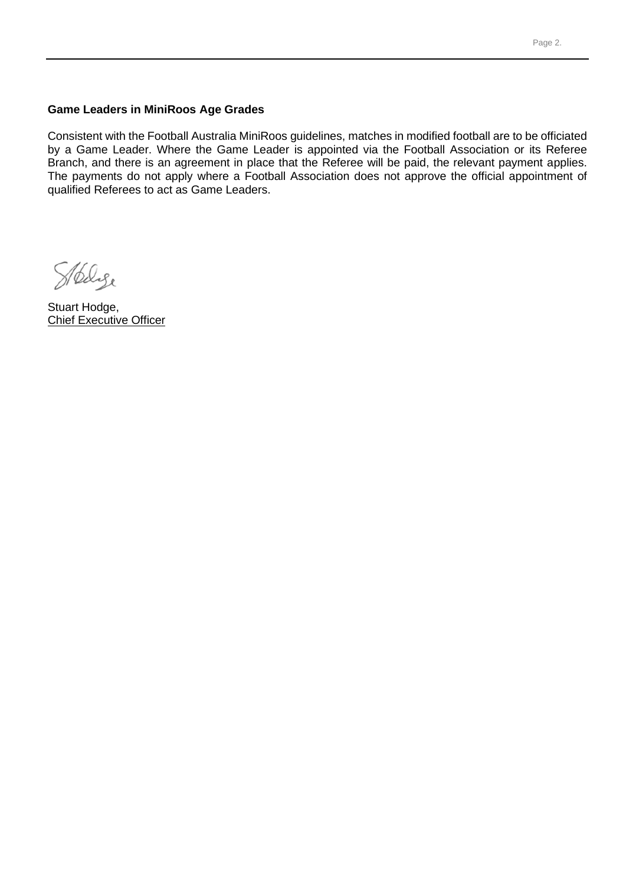**Game Leaders in MiniRoos Age Grades**

Consistent with the Football Australia MiniRoos guidelines, matches in modified football are to be officiated by a Game Leader. Where the Game Leader is appointed via the Football Association or its Referee Branch, and there is an agreement in place that the Referee will be paid, the relevant payment applies. The payments do not apply where a Football Association does not approve the official appointment of qualified Referees to act as Game Leaders.

Stuart Hodge,
Chief Executive Officer